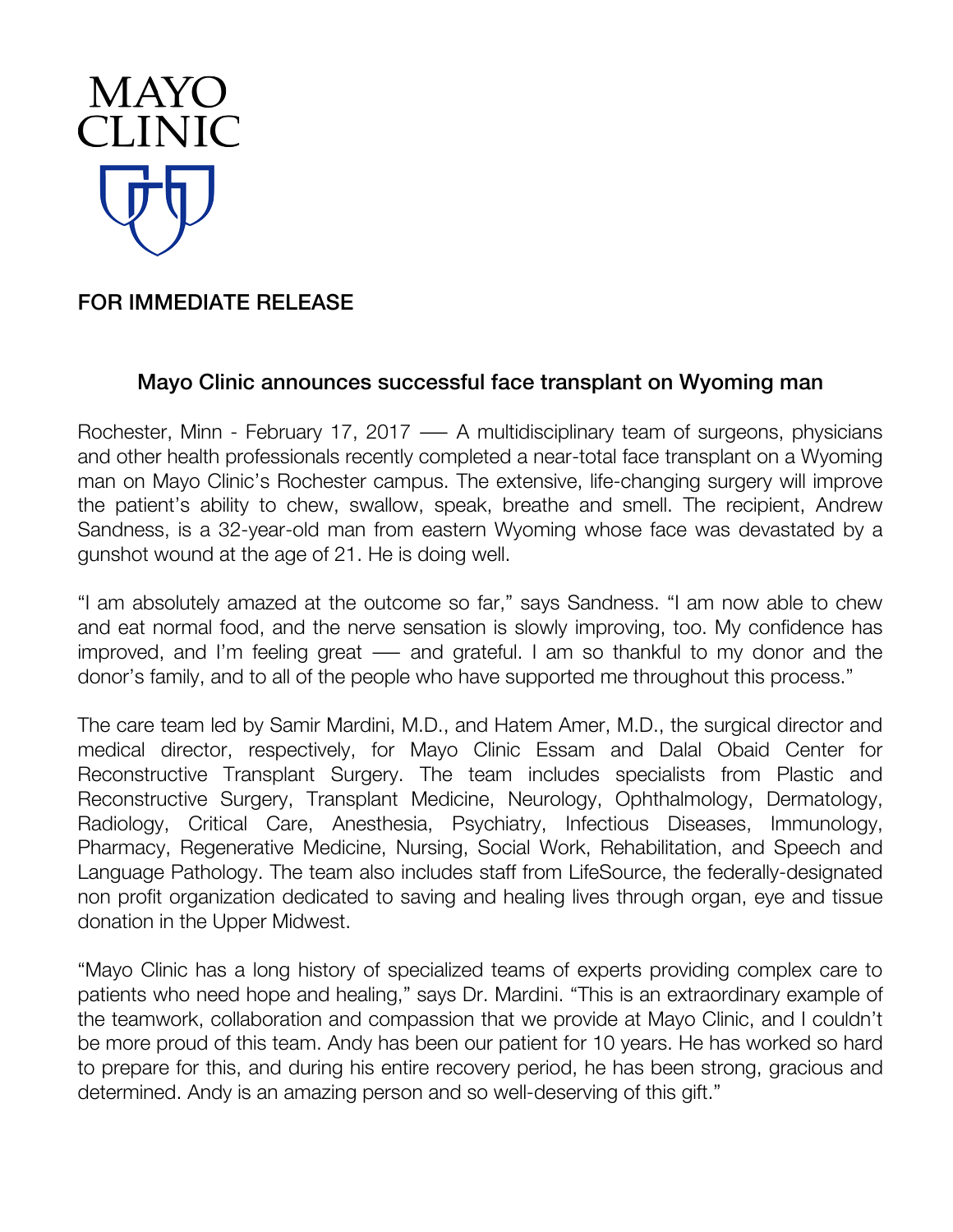MAYO
CLINIC

**FOR IMMEDIATE RELEASE**

## Mayo Clinic announces successful face transplant on Wyoming man

Rochester, Minn - February 17, 2017 —– A multidisciplinary team of surgeons, physicians and other health professionals recently completed a near-total face transplant on a Wyoming man on Mayo Clinic's Rochester campus. The extensive, life-changing surgery will improve the patient's ability to chew, swallow, speak, breathe and smell. The recipient, Andrew Sandness, is a 32-year-old man from eastern Wyoming whose face was devastated by a gunshot wound at the age of 21. He is doing well.

"I am absolutely amazed at the outcome so far," says Sandness. "I am now able to chew and eat normal food, and the nerve sensation is slowly improving, too. My confidence has improved, and I'm feeling great —– and grateful. I am so thankful to my donor and the donor's family, and to all of the people who have supported me throughout this process."

The care team led by Samir Mardini, M.D., and Hatem Amer, M.D., the surgical director and medical director, respectively, for Mayo Clinic Essam and Dalal Obaid Center for Reconstructive Transplant Surgery. The team includes specialists from Plastic and Reconstructive Surgery, Transplant Medicine, Neurology, Ophthalmology, Dermatology, Radiology, Critical Care, Anesthesia, Psychiatry, Infectious Diseases, Immunology, Pharmacy, Regenerative Medicine, Nursing, Social Work, Rehabilitation, and Speech and Language Pathology. The team also includes staff from LifeSource, the federally-designated non profit organization dedicated to saving and healing lives through organ, eye and tissue donation in the Upper Midwest.

"Mayo Clinic has a long history of specialized teams of experts providing complex care to patients who need hope and healing," says Dr. Mardini. "This is an extraordinary example of the teamwork, collaboration and compassion that we provide at Mayo Clinic, and I couldn't be more proud of this team. Andy has been our patient for 10 years. He has worked so hard to prepare for this, and during his entire recovery period, he has been strong, gracious and determined. Andy is an amazing person and so well-deserving of this gift."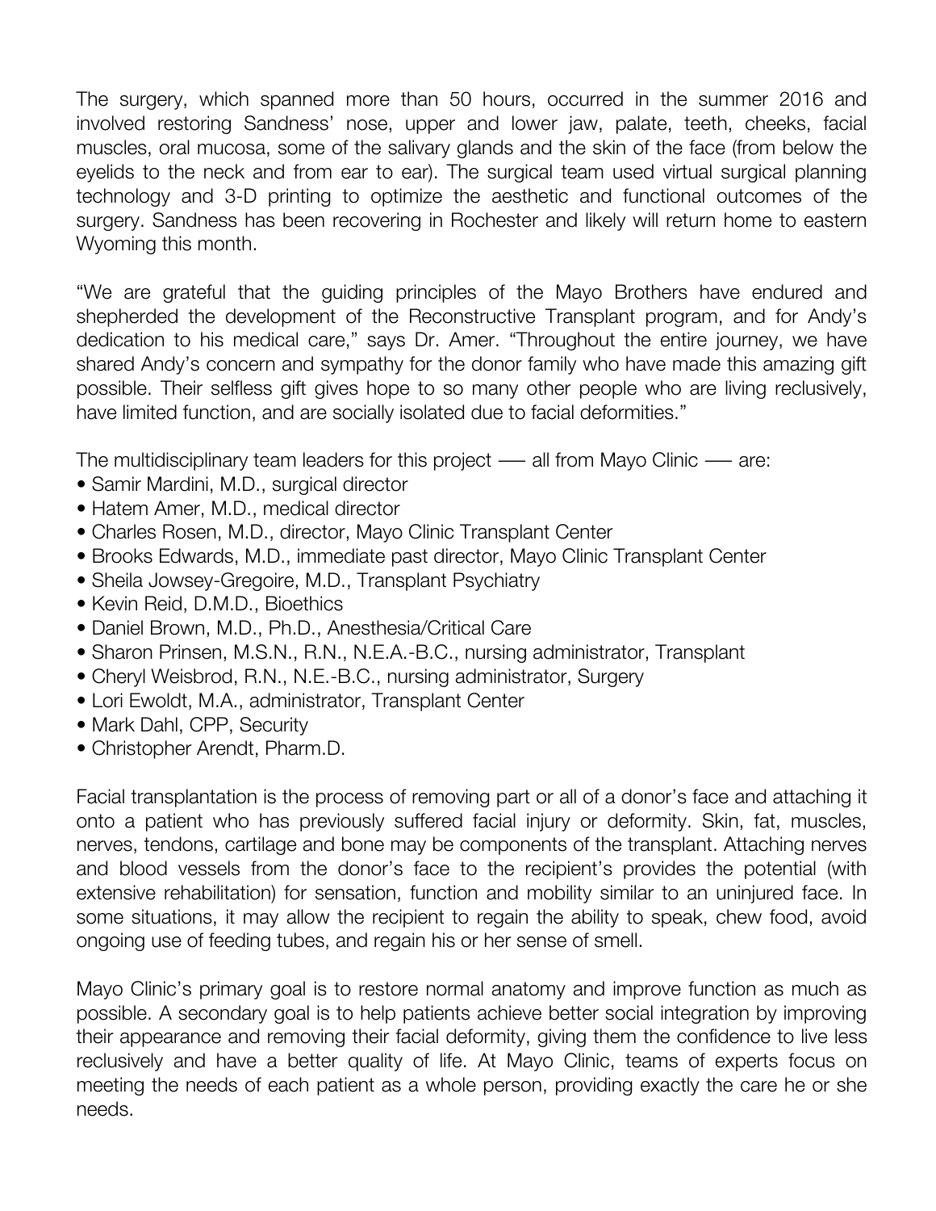The surgery, which spanned more than 50 hours, occurred in the summer 2016 and involved restoring Sandness' nose, upper and lower jaw, palate, teeth, cheeks, facial muscles, oral mucosa, some of the salivary glands and the skin of the face (from below the eyelids to the neck and from ear to ear). The surgical team used virtual surgical planning technology and 3-D printing to optimize the aesthetic and functional outcomes of the surgery. Sandness has been recovering in Rochester and likely will return home to eastern Wyoming this month.

"We are grateful that the guiding principles of the Mayo Brothers have endured and shepherded the development of the Reconstructive Transplant program, and for Andy's dedication to his medical care," says Dr. Amer. "Throughout the entire journey, we have shared Andy's concern and sympathy for the donor family who have made this amazing gift possible. Their selfless gift gives hope to so many other people who are living reclusively, have limited function, and are socially isolated due to facial deformities."

The multidisciplinary team leaders for this project — all from Mayo Clinic — are:

- Samir Mardini, M.D., surgical director
- Hatem Amer, M.D., medical director
- Charles Rosen, M.D., director, Mayo Clinic Transplant Center
- Brooks Edwards, M.D., immediate past director, Mayo Clinic Transplant Center
- Sheila Jowsey-Gregoire, M.D., Transplant Psychiatry
- Kevin Reid, D.M.D., Bioethics
- Daniel Brown, M.D., Ph.D., Anesthesia/Critical Care
- Sharon Prinsen, M.S.N., R.N., N.E.A.-B.C., nursing administrator, Transplant
- Cheryl Weisbrod, R.N., N.E.-B.C., nursing administrator, Surgery
- Lori Ewoldt, M.A., administrator, Transplant Center
- Mark Dahl, CPP, Security
- Christopher Arendt, Pharm.D.

Facial transplantation is the process of removing part or all of a donor's face and attaching it onto a patient who has previously suffered facial injury or deformity. Skin, fat, muscles, nerves, tendons, cartilage and bone may be components of the transplant. Attaching nerves and blood vessels from the donor's face to the recipient's provides the potential (with extensive rehabilitation) for sensation, function and mobility similar to an uninjured face. In some situations, it may allow the recipient to regain the ability to speak, chew food, avoid ongoing use of feeding tubes, and regain his or her sense of smell.

Mayo Clinic's primary goal is to restore normal anatomy and improve function as much as possible. A secondary goal is to help patients achieve better social integration by improving their appearance and removing their facial deformity, giving them the confidence to live less reclusively and have a better quality of life. At Mayo Clinic, teams of experts focus on meeting the needs of each patient as a whole person, providing exactly the care he or she needs.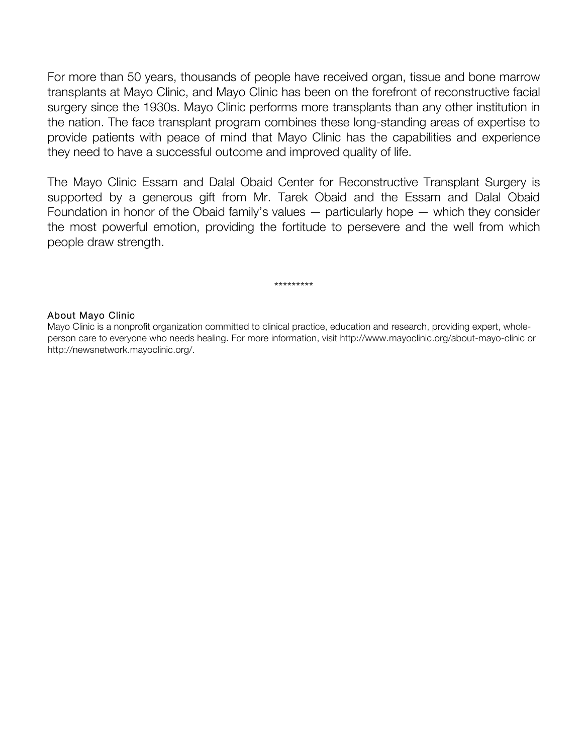For more than 50 years, thousands of people have received organ, tissue and bone marrow transplants at Mayo Clinic, and Mayo Clinic has been on the forefront of reconstructive facial surgery since the 1930s. Mayo Clinic performs more transplants than any other institution in the nation. The face transplant program combines these long-standing areas of expertise to provide patients with peace of mind that Mayo Clinic has the capabilities and experience they need to have a successful outcome and improved quality of life.

The Mayo Clinic Essam and Dalal Obaid Center for Reconstructive Transplant Surgery is supported by a generous gift from Mr. Tarek Obaid and the Essam and Dalal Obaid Foundation in honor of the Obaid family's values — particularly hope — which they consider the most powerful emotion, providing the fortitude to persevere and the well from which people draw strength.

*********

**About Mayo Clinic**

Mayo Clinic is a nonprofit organization committed to clinical practice, education and research, providing expert, whole-person care to everyone who needs healing. For more information, visit http://www.mayoclinic.org/about-mayo-clinic or http://newsnetwork.mayoclinic.org/.